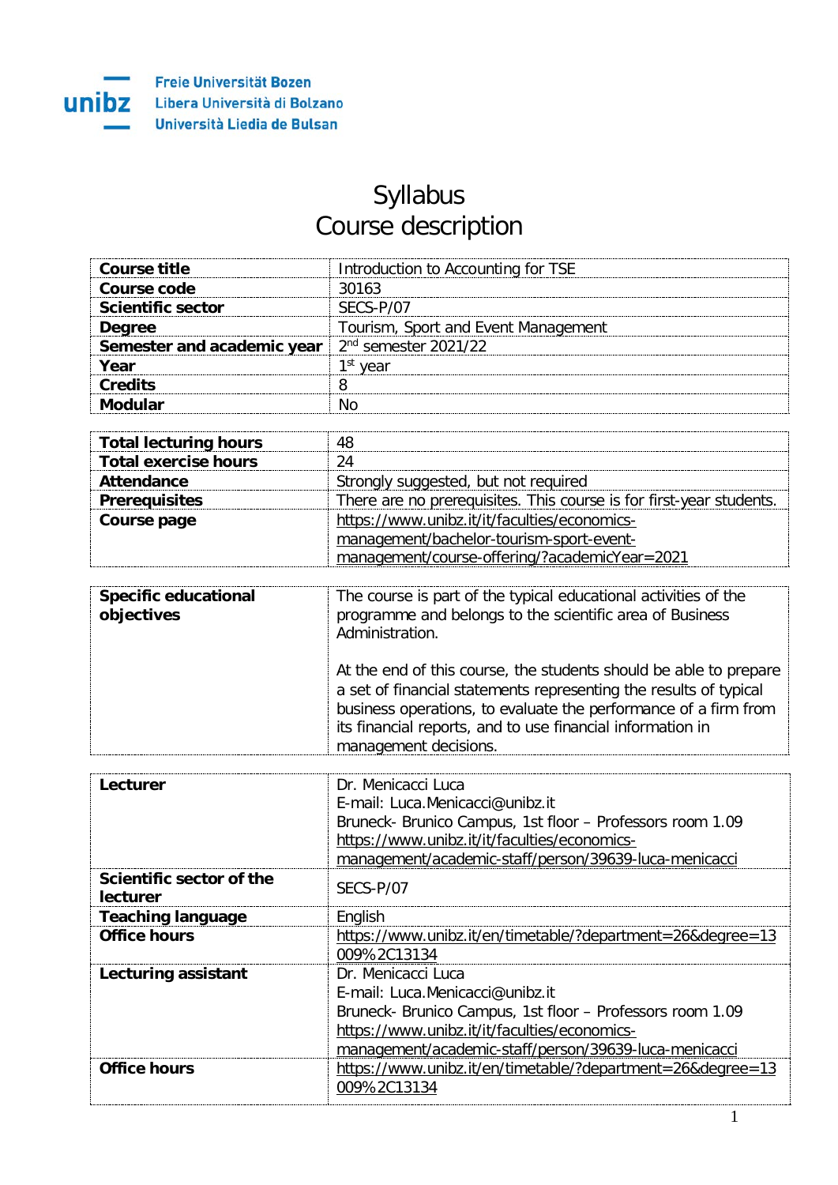Freie Universität Bozen
Libera Università di Bolzano
Università Liedia de Bulsan

# Syllabus
# Course description

| | |
|---|---|
| **Course title** | Introduction to Accounting for TSE |
| **Course code** | 30163 |
| **Scientific sector** | SECS-P/07 |
| **Degree** | Tourism, Sport and Event Management |
| **Semester and academic year** | 2nd semester 2021/22 |
| **Year** | 1st year |
| **Credits** | 8 |
| **Modular** | No |

| | |
|---|---|
| **Total lecturing hours** | 48 |
| **Total exercise hours** | 24 |
| **Attendance** | Strongly suggested, but not required |
| **Prerequisites** | There are no prerequisites. This course is for first-year students. |
| **Course page** | https://www.unibz.it/it/faculties/economics-management/bachelor-tourism-sport-event-management/course-offering/?academicYear=2021 |

| | |
|---|---|
| **Specific educational objectives** | The course is part of the typical educational activities of the programme and belongs to the scientific area of Business Administration.<br><br>At the end of this course, the students should be able to prepare a set of financial statements representing the results of typical business operations, to evaluate the performance of a firm from its financial reports, and to use financial information in management decisions. |

| | |
|---|---|
| **Lecturer** | Dr. Menicacci Luca<br>E-mail: Luca.Menicacci@unibz.it<br>Bruneck- Brunico Campus, 1st floor – Professors room 1.09<br>https://www.unibz.it/it/faculties/economics-management/academic-staff/person/39639-luca-menicacci |
| **Scientific sector of the lecturer** | SECS-P/07 |
| **Teaching language** | English |
| **Office hours** | https://www.unibz.it/en/timetable/?department=26&degree=13009%2C13134 |
| **Lecturing assistant** | Dr. Menicacci Luca<br>E-mail: Luca.Menicacci@unibz.it<br>Bruneck- Brunico Campus, 1st floor – Professors room 1.09<br>https://www.unibz.it/it/faculties/economics-management/academic-staff/person/39639-luca-menicacci |
| **Office hours** | https://www.unibz.it/en/timetable/?department=26&degree=13009%2C13134 |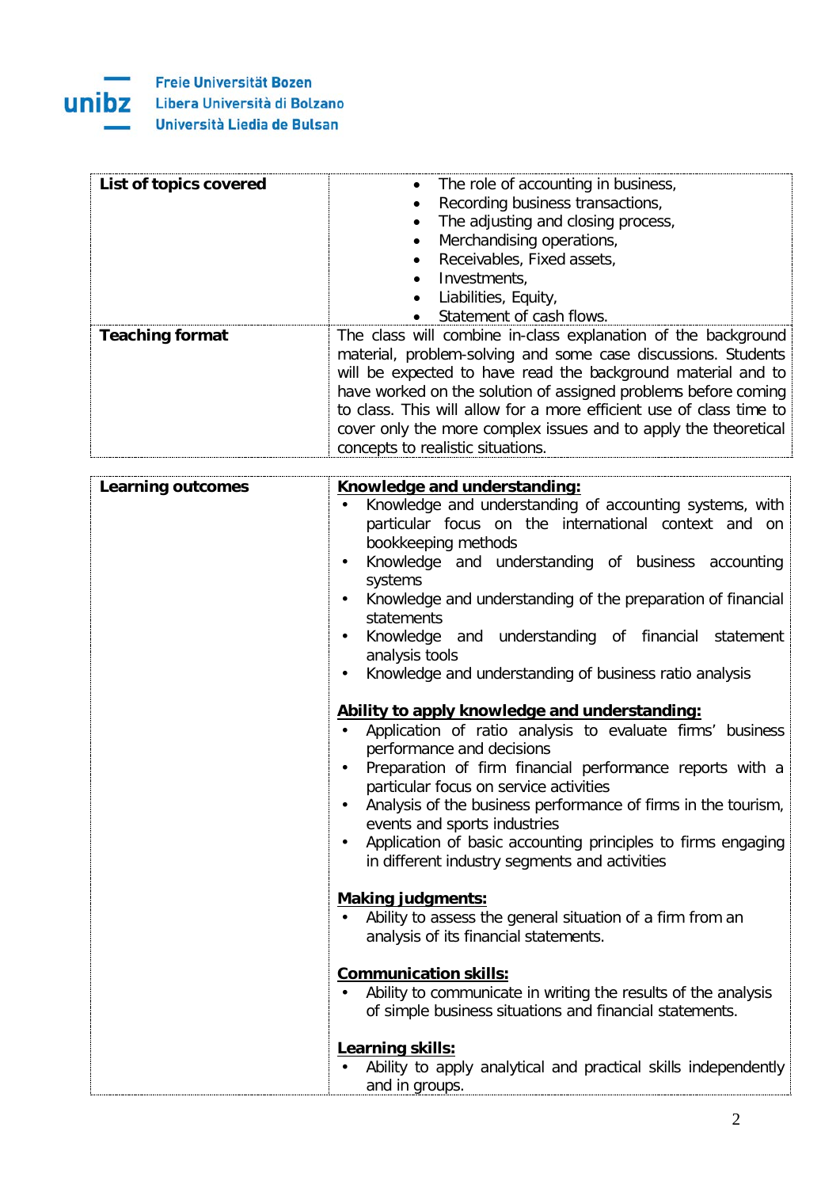| | |
|---|---|
| **List of topics covered** | • The role of accounting in business,<br>• Recording business transactions,<br>• The adjusting and closing process,<br>• Merchandising operations,<br>• Receivables, Fixed assets,<br>• Investments,<br>• Liabilities, Equity,<br>• Statement of cash flows. |
| **Teaching format** | The class will combine in-class explanation of the background material, problem-solving and some case discussions. Students will be expected to have read the background material and to have worked on the solution of assigned problems before coming to class. This will allow for a more efficient use of class time to cover only the more complex issues and to apply the theoretical concepts to realistic situations. |

| | |
|---|---|
| **Learning outcomes** | **Knowledge and understanding:**<br>• Knowledge and understanding of accounting systems, with particular focus on the international context and on bookkeeping methods<br>• Knowledge and understanding of business accounting systems<br>• Knowledge and understanding of the preparation of financial statements<br>• Knowledge and understanding of financial statement analysis tools<br>• Knowledge and understanding of business ratio analysis<br><br>**Ability to apply knowledge and understanding:**<br>• Application of ratio analysis to evaluate firms' business performance and decisions<br>• Preparation of firm financial performance reports with a particular focus on service activities<br>• Analysis of the business performance of firms in the tourism, events and sports industries<br>• Application of basic accounting principles to firms engaging in different industry segments and activities<br><br>**Making judgments:**<br>• Ability to assess the general situation of a firm from an analysis of its financial statements.<br><br>**Communication skills:**<br>• Ability to communicate in writing the results of the analysis of simple business situations and financial statements.<br><br>**Learning skills:**<br>• Ability to apply analytical and practical skills independently and in groups. |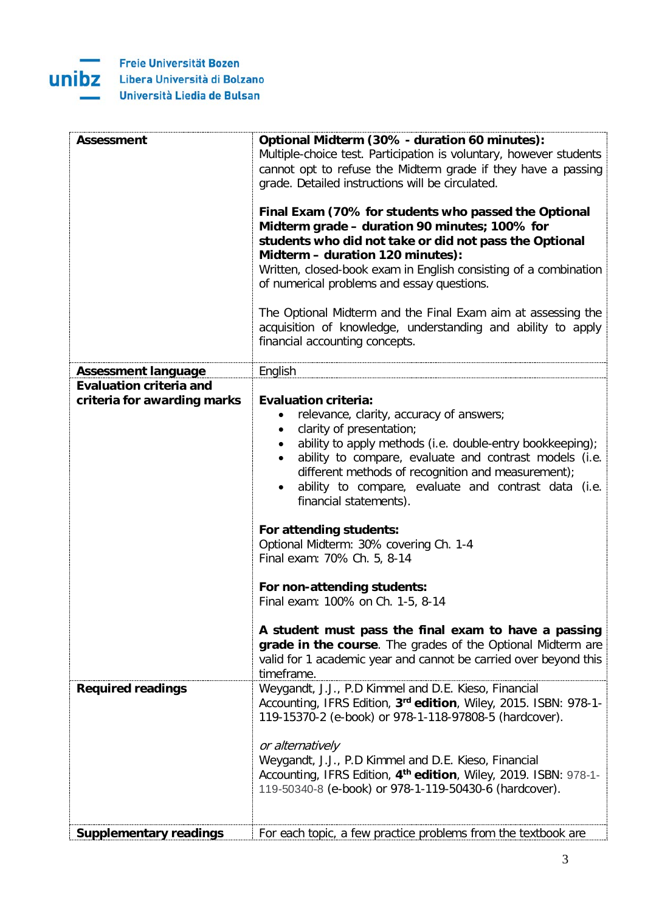| | |
|---|---|
| **Assessment** | **Optional Midterm (30% - duration 60 minutes):**<br>Multiple-choice test. Participation is voluntary, however students cannot opt to refuse the Midterm grade if they have a passing grade. Detailed instructions will be circulated.<br><br>**Final Exam (70% for students who passed the Optional Midterm grade – duration 90 minutes; 100% for students who did not take or did not pass the Optional Midterm – duration 120 minutes):**<br>Written, closed-book exam in English consisting of a combination of numerical problems and essay questions.<br><br>The Optional Midterm and the Final Exam aim at assessing the acquisition of knowledge, understanding and ability to apply financial accounting concepts. |
| **Assessment language** | English |
| **Evaluation criteria and criteria for awarding marks** | **Evaluation criteria:**<br>• relevance, clarity, accuracy of answers;<br>• clarity of presentation;<br>• ability to apply methods (i.e. double-entry bookkeeping);<br>• ability to compare, evaluate and contrast models (i.e. different methods of recognition and measurement);<br>• ability to compare, evaluate and contrast data (i.e. financial statements).<br><br>**For attending students:**<br>Optional Midterm: 30% covering Ch. 1-4<br>Final exam: 70% Ch. 5, 8-14<br><br>**For non-attending students:**<br>Final exam: 100% on Ch. 1-5, 8-14<br><br>**A student must pass the final exam to have a passing grade in the course**. The grades of the Optional Midterm are valid for 1 academic year and cannot be carried over beyond this timeframe. |
| **Required readings** | Weygandt, J.J., P.D Kimmel and D.E. Kieso, Financial Accounting, IFRS Edition, **3rd edition**, Wiley, 2015. ISBN: 978-1-119-15370-2 (e-book) or 978-1-118-97808-5 (hardcover).<br><br>*or alternatively*<br>Weygandt, J.J., P.D Kimmel and D.E. Kieso, Financial Accounting, IFRS Edition, **4th edition**, Wiley, 2019. ISBN: 978-1-119-50340-8 (e-book) or 978-1-119-50430-6 (hardcover). |
| **Supplementary readings** | For each topic, a few practice problems from the textbook are |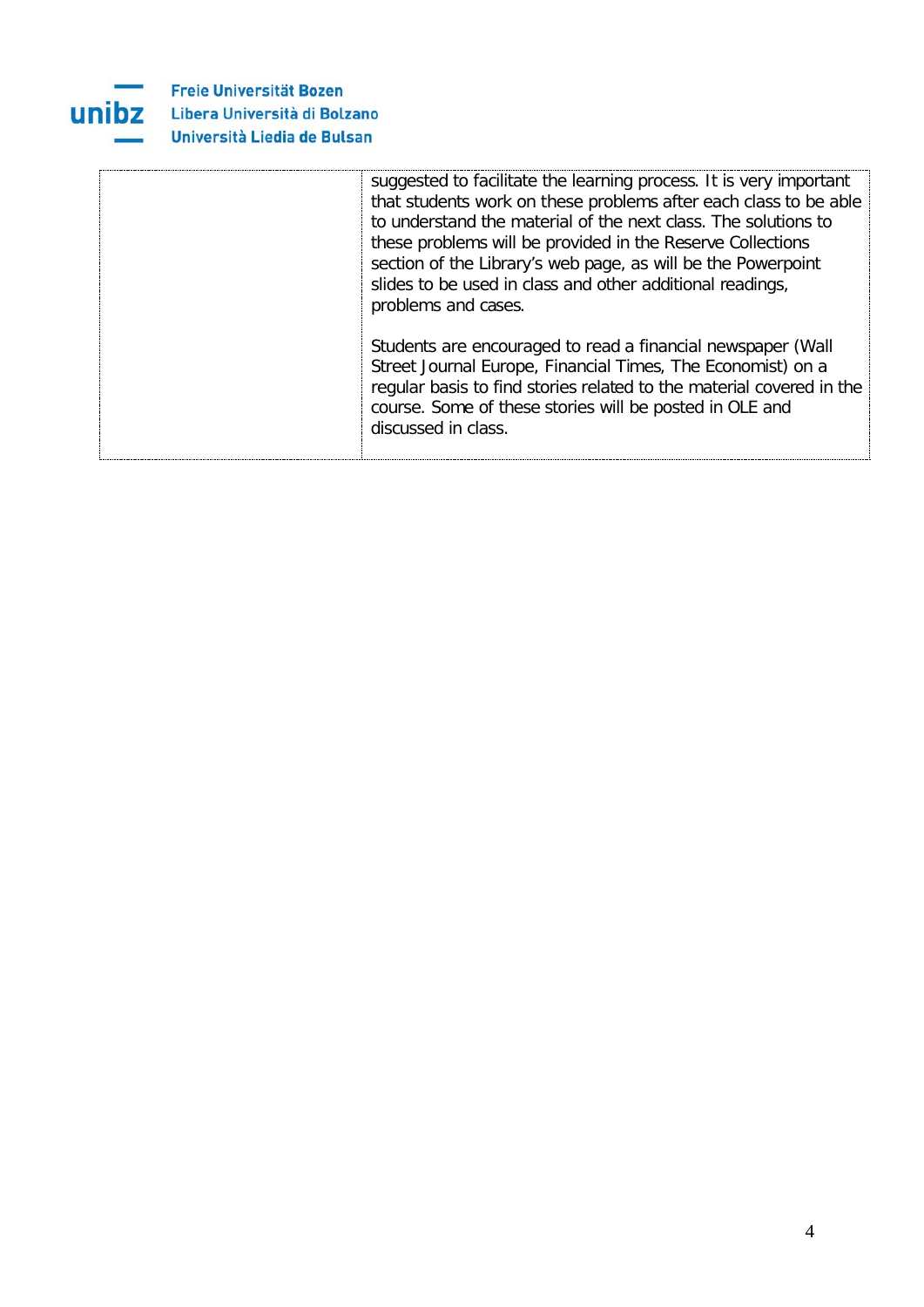| | |
|---|---|
| | suggested to facilitate the learning process. It is very important that students work on these problems after each class to be able to understand the material of the next class. The solutions to these problems will be provided in the Reserve Collections section of the Library's web page, as will be the Powerpoint slides to be used in class and other additional readings, problems and cases.<br><br>Students are encouraged to read a financial newspaper (Wall Street Journal Europe, Financial Times, The Economist) on a regular basis to find stories related to the material covered in the course. Some of these stories will be posted in OLE and discussed in class. |